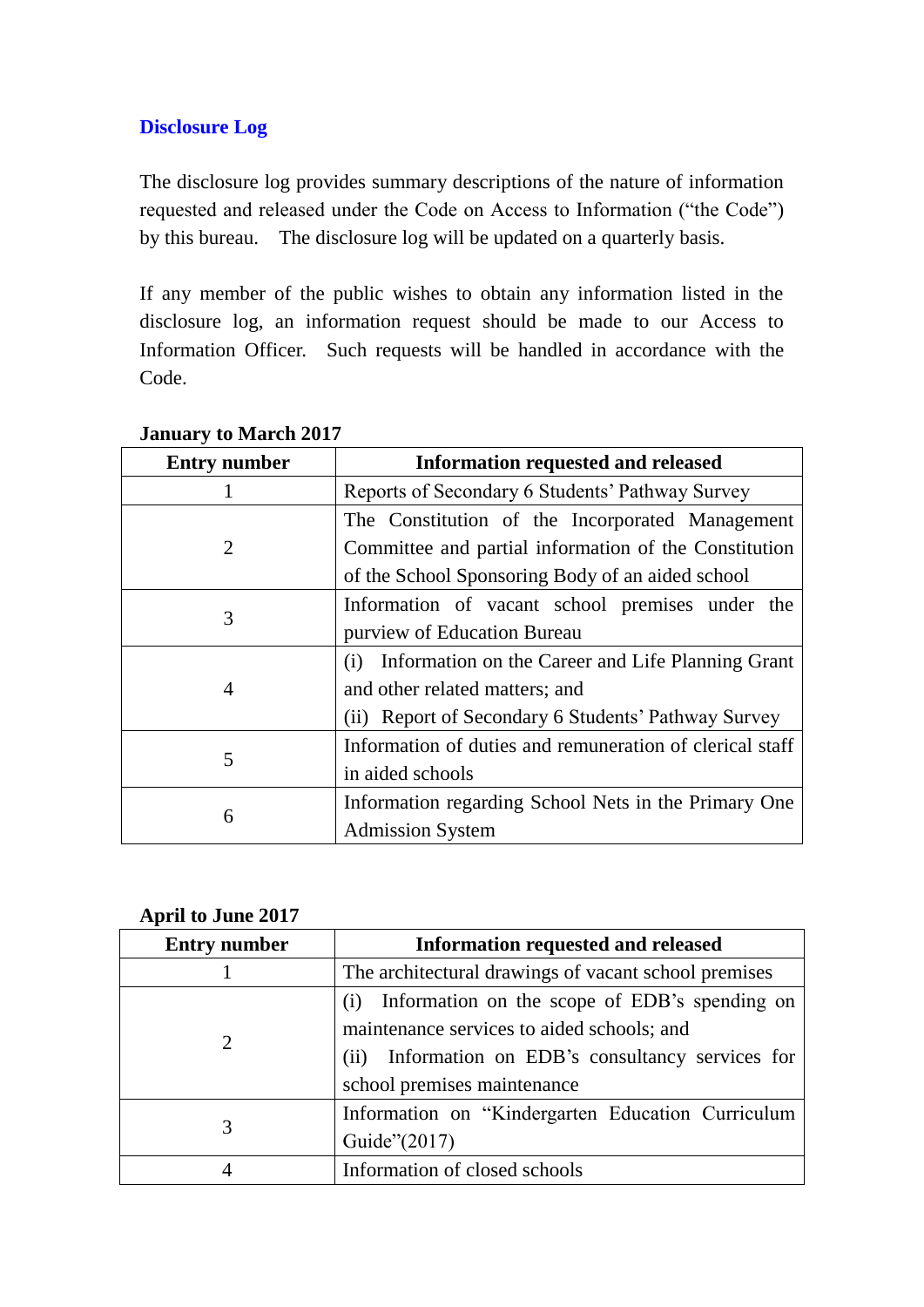# Disclosure Log

The disclosure log provides summary descriptions of the nature of information requested and released under the Code on Access to Information ("the Code") by this bureau. The disclosure log will be updated on a quarterly basis.

If any member of the public wishes to obtain any information listed in the disclosure log, an information request should be made to our Access to Information Officer. Such requests will be handled in accordance with the Code.

**January to March 2017**

| Entry number | Information requested and released |
|---|---|
| 1 | Reports of Secondary 6 Students' Pathway Survey |
| 2 | The Constitution of the Incorporated Management Committee and partial information of the Constitution of the School Sponsoring Body of an aided school |
| 3 | Information of vacant school premises under the purview of Education Bureau |
| 4 | (i) Information on the Career and Life Planning Grant and other related matters; and (ii) Report of Secondary 6 Students' Pathway Survey |
| 5 | Information of duties and remuneration of clerical staff in aided schools |
| 6 | Information regarding School Nets in the Primary One Admission System |

**April to June 2017**

| Entry number | Information requested and released |
|---|---|
| 1 | The architectural drawings of vacant school premises |
| 2 | (i) Information on the scope of EDB's spending on maintenance services to aided schools; and (ii) Information on EDB's consultancy services for school premises maintenance |
| 3 | Information on "Kindergarten Education Curriculum Guide"(2017) |
| 4 | Information of closed schools |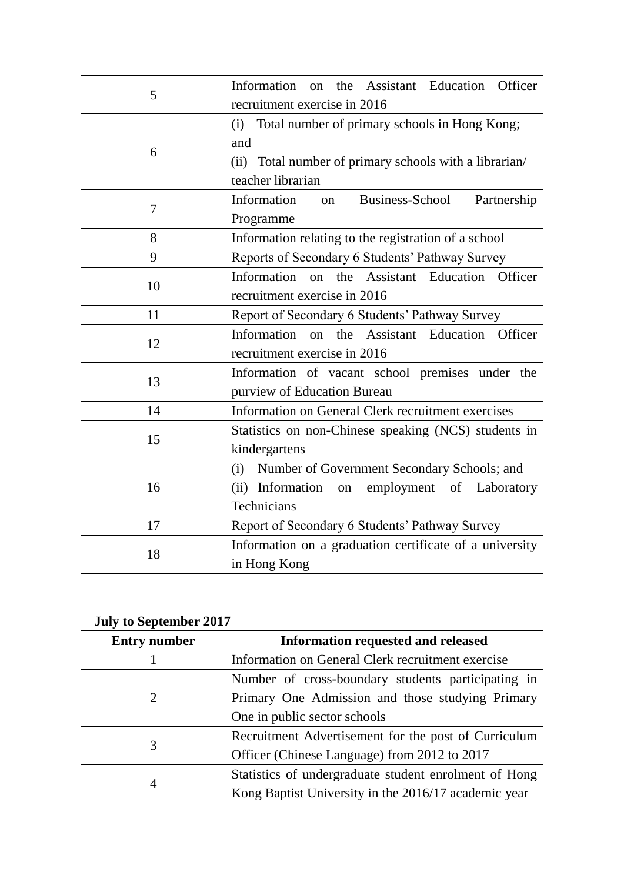| | |
|---|---|
| 5 | Information on the Assistant Education Officer recruitment exercise in 2016 |
| 6 | (i) Total number of primary schools in Hong Kong; and<br>(ii) Total number of primary schools with a librarian/ teacher librarian |
| 7 | Information on Business-School Partnership Programme |
| 8 | Information relating to the registration of a school |
| 9 | Reports of Secondary 6 Students' Pathway Survey |
| 10 | Information on the Assistant Education Officer recruitment exercise in 2016 |
| 11 | Report of Secondary 6 Students' Pathway Survey |
| 12 | Information on the Assistant Education Officer recruitment exercise in 2016 |
| 13 | Information of vacant school premises under the purview of Education Bureau |
| 14 | Information on General Clerk recruitment exercises |
| 15 | Statistics on non-Chinese speaking (NCS) students in kindergartens |
| 16 | (i) Number of Government Secondary Schools; and<br>(ii) Information on employment of Laboratory Technicians |
| 17 | Report of Secondary 6 Students' Pathway Survey |
| 18 | Information on a graduation certificate of a university in Hong Kong |

**July to September 2017**

| Entry number | Information requested and released |
|---|---|
| 1 | Information on General Clerk recruitment exercise |
| 2 | Number of cross-boundary students participating in Primary One Admission and those studying Primary One in public sector schools |
| 3 | Recruitment Advertisement for the post of Curriculum Officer (Chinese Language) from 2012 to 2017 |
| 4 | Statistics of undergraduate student enrolment of Hong Kong Baptist University in the 2016/17 academic year |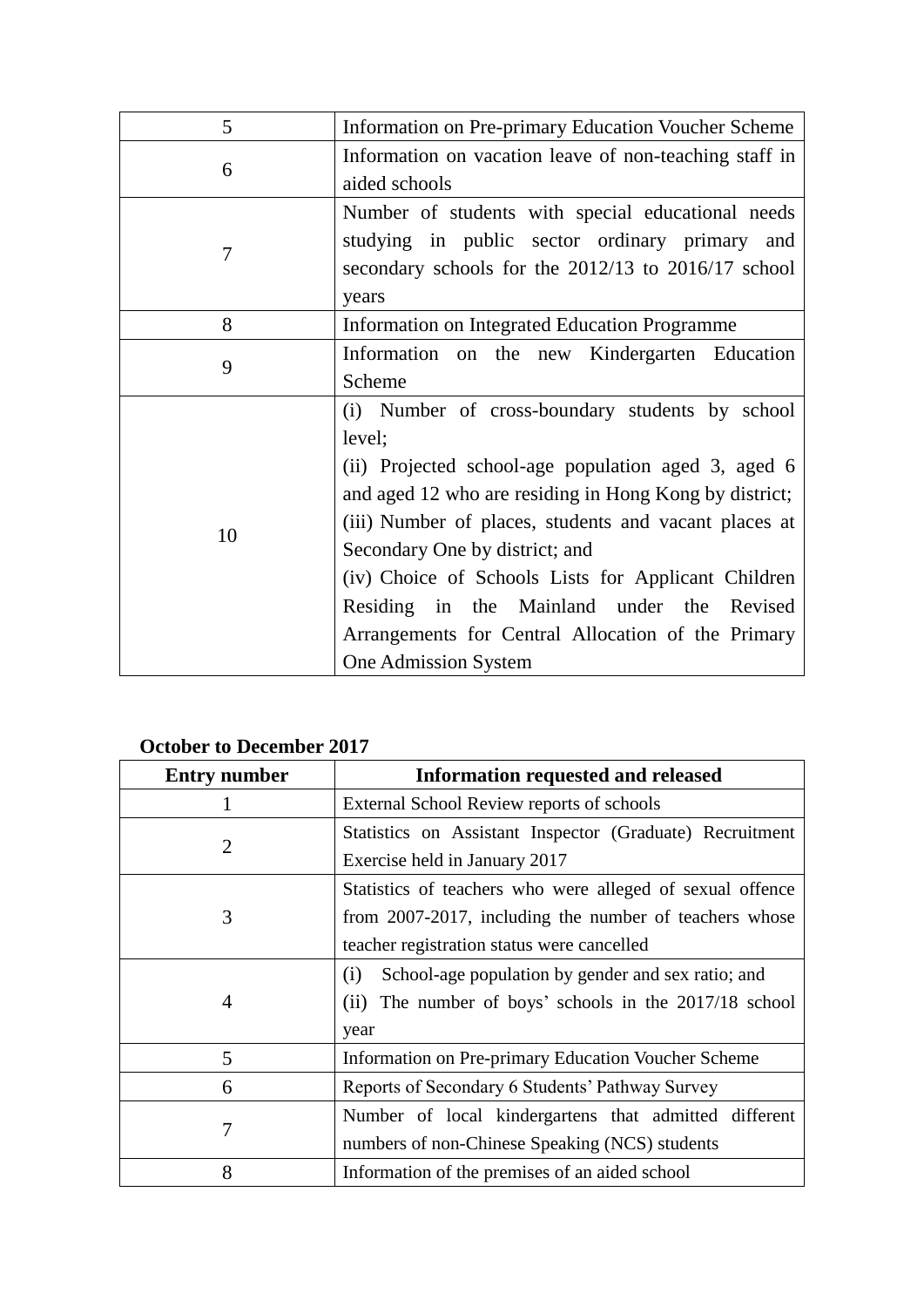| | |
|---|---|
| 5 | Information on Pre-primary Education Voucher Scheme |
| 6 | Information on vacation leave of non-teaching staff in aided schools |
| 7 | Number of students with special educational needs studying in public sector ordinary primary and secondary schools for the 2012/13 to 2016/17 school years |
| 8 | Information on Integrated Education Programme |
| 9 | Information on the new Kindergarten Education Scheme |
| 10 | (i) Number of cross-boundary students by school level;<br>(ii) Projected school-age population aged 3, aged 6 and aged 12 who are residing in Hong Kong by district;<br>(iii) Number of places, students and vacant places at Secondary One by district; and<br>(iv) Choice of Schools Lists for Applicant Children Residing in the Mainland under the Revised Arrangements for Central Allocation of the Primary One Admission System |

**October to December 2017**

| Entry number | Information requested and released |
|---|---|
| 1 | External School Review reports of schools |
| 2 | Statistics on Assistant Inspector (Graduate) Recruitment Exercise held in January 2017 |
| 3 | Statistics of teachers who were alleged of sexual offence from 2007-2017, including the number of teachers whose teacher registration status were cancelled |
| 4 | (i) School-age population by gender and sex ratio; and<br>(ii) The number of boys' schools in the 2017/18 school year |
| 5 | Information on Pre-primary Education Voucher Scheme |
| 6 | Reports of Secondary 6 Students' Pathway Survey |
| 7 | Number of local kindergartens that admitted different numbers of non-Chinese Speaking (NCS) students |
| 8 | Information of the premises of an aided school |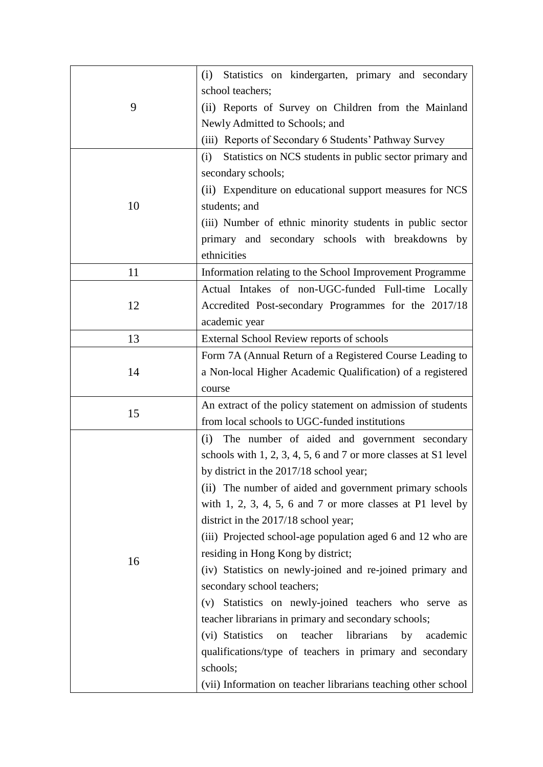| | |
|---|---|
| 9 | (i) Statistics on kindergarten, primary and secondary school teachers;<br>(ii) Reports of Survey on Children from the Mainland Newly Admitted to Schools; and<br>(iii) Reports of Secondary 6 Students' Pathway Survey |
| 10 | (i) Statistics on NCS students in public sector primary and secondary schools;<br>(ii) Expenditure on educational support measures for NCS students; and<br>(iii) Number of ethnic minority students in public sector primary and secondary schools with breakdowns by ethnicities |
| 11 | Information relating to the School Improvement Programme |
| 12 | Actual Intakes of non-UGC-funded Full-time Locally Accredited Post-secondary Programmes for the 2017/18 academic year |
| 13 | External School Review reports of schools |
| 14 | Form 7A (Annual Return of a Registered Course Leading to a Non-local Higher Academic Qualification) of a registered course |
| 15 | An extract of the policy statement on admission of students from local schools to UGC-funded institutions |
| 16 | (i) The number of aided and government secondary schools with 1, 2, 3, 4, 5, 6 and 7 or more classes at S1 level by district in the 2017/18 school year;<br>(ii) The number of aided and government primary schools with 1, 2, 3, 4, 5, 6 and 7 or more classes at P1 level by district in the 2017/18 school year;<br>(iii) Projected school-age population aged 6 and 12 who are residing in Hong Kong by district;<br>(iv) Statistics on newly-joined and re-joined primary and secondary school teachers;<br>(v) Statistics on newly-joined teachers who serve as teacher librarians in primary and secondary schools;<br>(vi) Statistics on teacher librarians by academic qualifications/type of teachers in primary and secondary schools;<br>(vii) Information on teacher librarians teaching other school |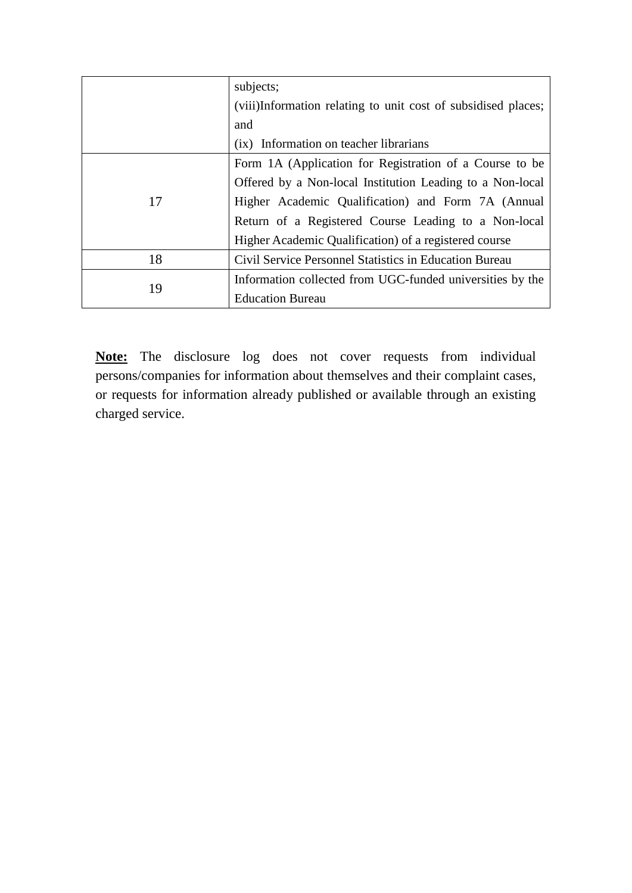| | |
|---|---|
| | subjects;<br>(viii)Information relating to unit cost of subsidised places; and<br>(ix) Information on teacher librarians |
| 17 | Form 1A (Application for Registration of a Course to be Offered by a Non-local Institution Leading to a Non-local Higher Academic Qualification) and Form 7A (Annual Return of a Registered Course Leading to a Non-local Higher Academic Qualification) of a registered course |
| 18 | Civil Service Personnel Statistics in Education Bureau |
| 19 | Information collected from UGC-funded universities by the Education Bureau |

**Note:** The disclosure log does not cover requests from individual persons/companies for information about themselves and their complaint cases, or requests for information already published or available through an existing charged service.